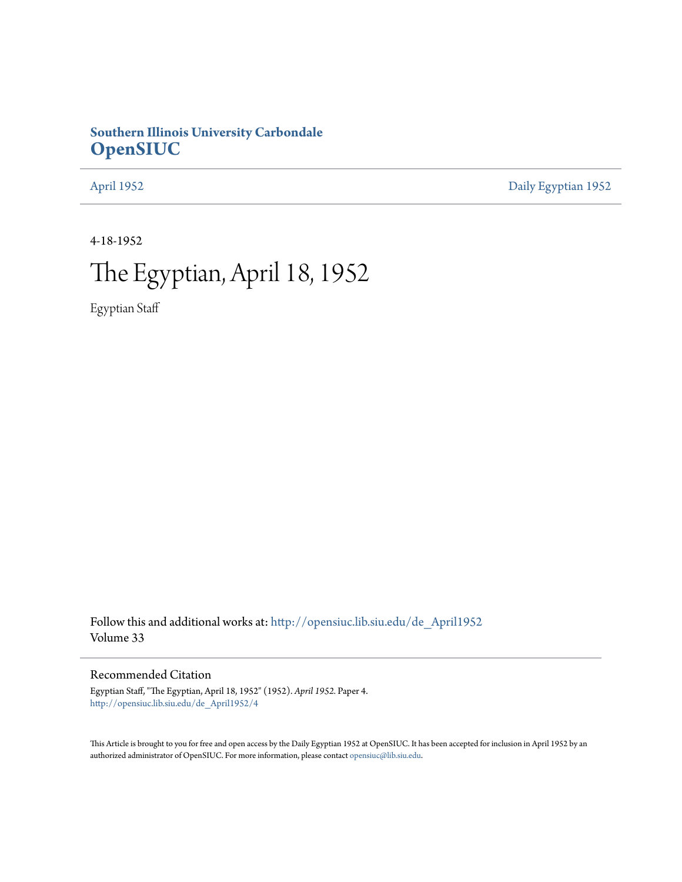**Southern Illinois University Carbondale**
# OpenSIUC

April 1952 | Daily Egyptian 1952

4-18-1952

# The Egyptian, April 18, 1952

Egyptian Staff

Follow this and additional works at: http://opensiuc.lib.siu.edu/de_April1952
Volume 33

## Recommended Citation

Egyptian Staff, "The Egyptian, April 18, 1952" (1952). *April 1952.* Paper 4.
http://opensiuc.lib.siu.edu/de_April1952/4

This Article is brought to you for free and open access by the Daily Egyptian 1952 at OpenSIUC. It has been accepted for inclusion in April 1952 by an authorized administrator of OpenSIUC. For more information, please contact opensiuc@lib.siu.edu.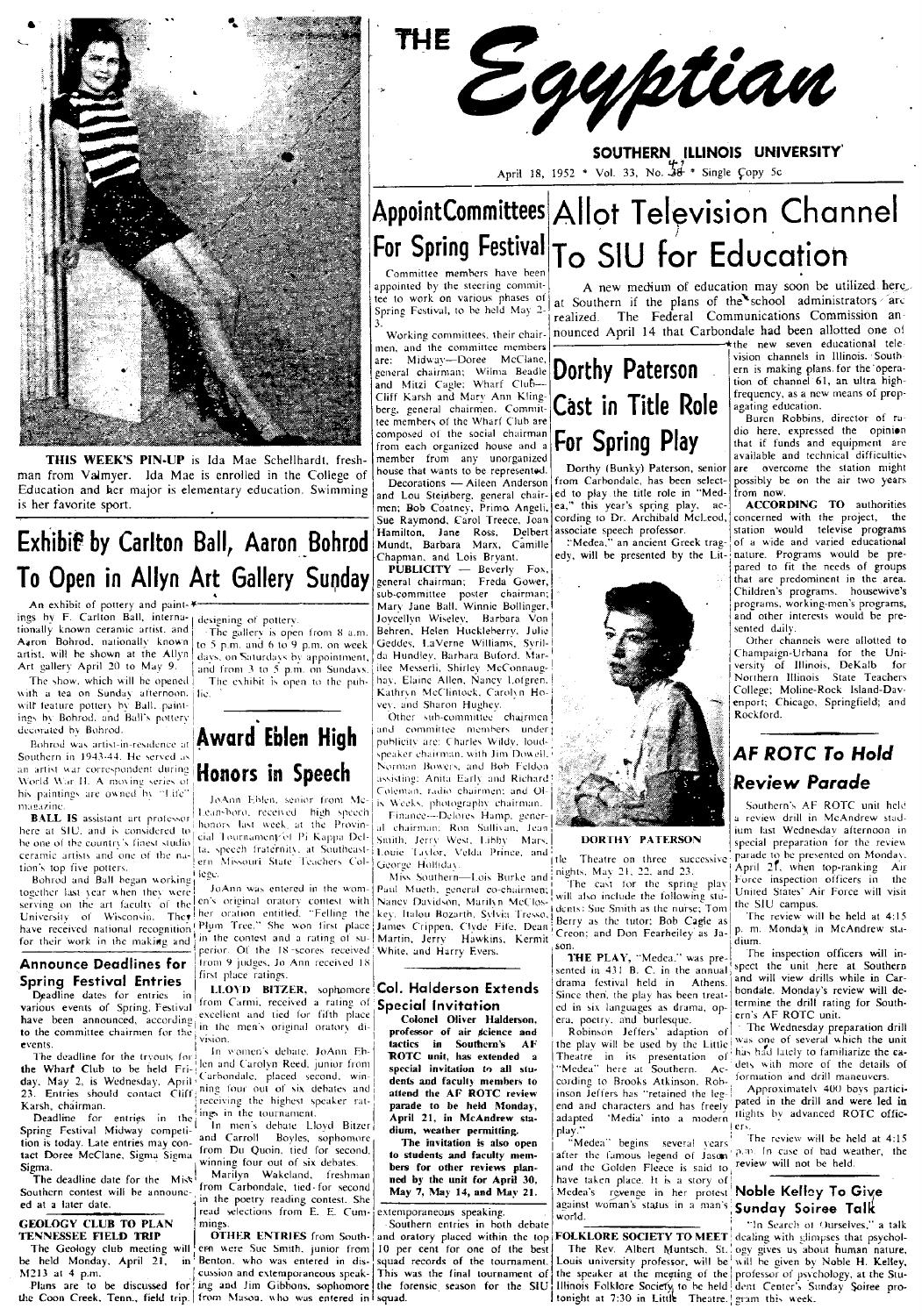# THE Egyptian

**SOUTHERN ILLINOIS UNIVERSITY**

April 18, 1952 * Vol. 33, No. 41 * Single Copy 5c

**THIS WEEK'S PIN-UP** is Ida Mae Schellhardt, freshman from Valmyer. Ida Mae is enrolled in the College of Education and her major is elementary education. Swimming is her favorite sport.

## Exhibit by Carlton Ball, Aaron Bohrod To Open in Allyn Art Gallery Sunday

An exhibit of pottery and paintings by F. Carlton Ball, internationally known ceramic artist, and Aaron Bohrod, nationally known artist, will be shown at the Allyn Art gallery April 20 to May 9.

The show, which will be opened with a tea on Sunday afternoon, will feature pottery by Ball, paintings by Bohrod, and Ball's pottery decorated by Bohrod.

Bohrod was artist-in-residence at Southern in 1943-44. He served as an artist war correspondent during World War II. A moving series of his paintings are owned by "Life" magazine.

**BALL IS** assistant art professor here at SIU, and is considered to be one of the country's finest studio ceramic artists and one of the nation's top five potters.

Bohrod and Ball began working together last year when they were serving on the art faculty of the University of Wisconsin. They have received national recognition for their work in the making and designing of pottery.

The gallery is open from 8 a.m. to 5 p.m. and 6 to 9 p.m. on week days, on Saturdays by appointment, and from 3 to 5 p.m. on Sundays.

The exhibit is open to the public.

## Announce Deadlines for Spring Festival Entries

Deadline dates for entries in various events of Spring Festival have been announced, according to the committee chairmen for the events.

The deadline for the tryouts for the Wharf Club to be held Friday, May 2, is Wednesday, April 23. Entries should contact Cliff Karsh, chairman.

Deadline for entries in the Spring Festival Midway competition is today. Late entries may contact Doree McClane, Sigma Sigma Sigma.

The deadline date for the Miss Southern contest will be announced at a later date.

**GEOLOGY CLUB TO PLAN TENNESSEE FIELD TRIP**

The Geology club meeting will be held Monday, April 21, in M213 at 4 p.m.

Plans are to be discussed for the Coon Creek, Tenn., field trip.

## Award Eblen High Honors in Speech

JoAnn Eblen, senior from McLeansboro, received high speech honors last week at the Provincial Tournament of Pi Kappa Delta, speech fraternity, at Southeastern Missouri State Teachers College.

JoAnn was entered in the women's original oratory contest with her oration entitled, "Felling the Plum Tree." She won first place in the contest and a rating of superior. Of the 18 scores received from 9 judges, Jo Ann received 18 first place ratings.

**LLOYD BITZER,** sophomore from Carmi, received a rating of excellent and tied for fifth place in the men's original oratory division.

In women's debate, JoAnn Eblen and Carolyn Reed, junior from Carbondale, placed second, winning four out of six debates and receiving the highest speaker ratings in the tournament.

In men's debate Lloyd Bitzer and Carroll Boyles, sophomore from Du Quoin, tied for second, winning four out of six debates.

Marilyn Wakeland, freshman from Carbondale, tied for second in the poetry reading contest. She read selections from E. E. Cummings.

**OTHER ENTRIES** from Southern were Sue Smith, junior from Benton, who was entered in discussion and extemporaneous speaking, and Jim Gibbons, sophomore from Mason, who was entered in extemporaneous speaking.

Southern entries in both debate and oratory placed within the top 10 per cent for one of the best squad records of the tournament. This was the final tournament of the forensic season for the SIU squad.

## Appoint Committees For Spring Festival

Committee members have been appointed by the steering committee to work on various phases of Spring Festival, to be held May 2-3.

Working committees, their chairmen, and the committee members are: Midway—Doree McClane, general chairman; Wilma Beadle and Mitzi Cagle; Wharf Club—Cliff Karsh and Mary Ann Klingberg, general chairmen. Committee members of the Wharf Club are composed of the social chairman from each organized house and a member from any unorganized house that wants to be represented.

Decorations — Aileen Anderson and Lou Steinberg, general chairmen; Bob Coatney, Primo Angeli, Sue Raymond, Carol Treece, Joan Hamilton, Jane Ross, Delbert Mundt, Barbara Marx, Camille Chapman, and Lois Bryant.

**PUBLICITY** — Beverly Fox, general chairman; Freda Gower, sub-committee poster chairman; Mary Jane Ball, Winnie Bollinger, Joycellyn Wiseley, Barbara Von Behren, Helen Huckleberry, Julie Geddes, LaVerne Williams, Syrilda Hundley, Barbara Buford, Marilee Messerli, Shirley McConnaughay, Elaine Allen, Nancy Lotgren, Kathryn McClintock, Carolyn Hovey, and Sharon Hughey.

Other sub-committee chairmen and committee members under publicity are: Charles Wildy, loud-speaker chairman, with Jim Dowell, Norman Bowers, and Bob Feldon assisting; Anita Early and Richard Coleman, radio chairmen; and Oris Weeks, photography chairman.

Finance—Delores Hamp, general chairman; Ron Sullivan, Jean Smith, Jerry West, Libby Marsh, Louie Taylor, Velda Prince, and George Holliday.

Miss Southern—Lois Burke and Paul Mueth, general co-chairmen; Nancy Davidson, Marilyn McCloskey, Italou Bozarth, Sylvia Tresso, James Crippen, Clyde Fife, Dean Martin, Jerry Hawkins, Kermit White, and Harry Evers.

## Col. Halderson Extends Special Invitation

**Colonel Oliver Halderson, professor of air science and tactics in Southern's AF ROTC unit, has extended a special invitation to all students and faculty members to attend the AF ROTC review parade to be held Monday, April 21, in McAndrew stadium, weather permitting.**

**The invitation is also open to students and faculty members for other reviews planned by the unit for April 30, May 7, May 14, and May 21.**

## Allot Television Channel To SIU for Education

A new medium of education may soon be utilized here at Southern if the plans of the school administrators are realized. The Federal Communications Commission announced April 14 that Carbondale had been allotted one of the new seven educational television channels in Illinois. Southern is making plans for the operation of channel 61, an ultra high-frequency, as a new means of propagating education.

Buren Robbins, director of radio here, expressed the opinion that if funds and equipment are available and technical difficulties are overcome the station might possibly be on the air two years from now.

**ACCORDING TO** authorities concerned with the project, the station would televise programs of a wide and varied educational nature. Programs would be prepared to fit the needs of groups that are predominent in the area. Children's programs, housewive's programs, working-men's programs, and other interests would be presented daily.

Other channels were allotted to Champaign-Urbana for the University of Illinois, DeKalb for Northern Illinois State Teachers College; Moline-Rock Island-Davenport; Chicago, Springfield; and Rockford.

## Dorthy Paterson Cast in Title Role For Spring Play

Dorthy (Bunky) Paterson, senior from Carbondale, has been selected to play the title role in "Medea," this year's spring play, according to Dr. Archibald McLeod, associate speech professor.

"Medea," an ancient Greek tragedy, will be presented by the Little Theatre on three successive nights, May 21, 22, and 23.

**DORTHY PATERSON**

The cast for the spring play will also include the following students: Sue Smith as the nurse; Tom Berry as the tutor; Bob Cagle as Creon; and Don Fearheiley as Jason.

**THE PLAY,** "Medea," was presented in 431 B. C. in the annual drama festival held in Athens. Since then, the play has been treated in six languages as drama, opera, poetry, and burlesque.

Robinson Jeffers' adaption of the play will be used by the Little Theatre in its presentation of "Medea" here at Southern. According to Brooks Atkinson, Robinson Jeffers has "retained the legend and characters and has freely adapted 'Media' into a modern play."

"Medea" begins several years after the famous legend of Jason and the Golden Fleece is said to have taken place. It is a story of Medea's revenge in her protest against woman's status in a man's world.

**FOLKLORE SOCIETY TO MEET**

The Rev. Albert Muntsch, St. Louis university professor, will be the speaker at the meeting of the Illinois Folklore Society to be held tonight at 7:30 in Little Theatre.

## *AF ROTC To Hold Review Parade*

Southern's AF ROTC unit held a review drill in McAndrew stadium last Wednesday afternoon in special preparation for the review parade to be presented on Monday, April 21, when top-ranking Air Force inspection officers in the United States' Air Force will visit the SIU campus.

The review will be held at 4:15 p. m. Monday in McAndrew stadium.

The inspection officers will inspect the unit here at Southern and will view drills while in Carbondale. Monday's review will determine the drill rating for Southern's AF ROTC unit.

The Wednesday preparation drill was one of several which the unit has had lately to familiarize the cadets with more of the details of formation and drill maneuvers.

Approximately 400 boys participated in the drill and were led in flights by advanced ROTC officers.

The review will be held at 4:15 p.m. In case of bad weather, the review will not be held.

## Noble Kelley To Give Sunday Soiree Talk

"In Search of Ourselves," a talk dealing with glimpses that psychology gives us about human nature, will be given by Noble H. Kelley, professor of psychology, at the Student Center's Sunday Soiree program this week.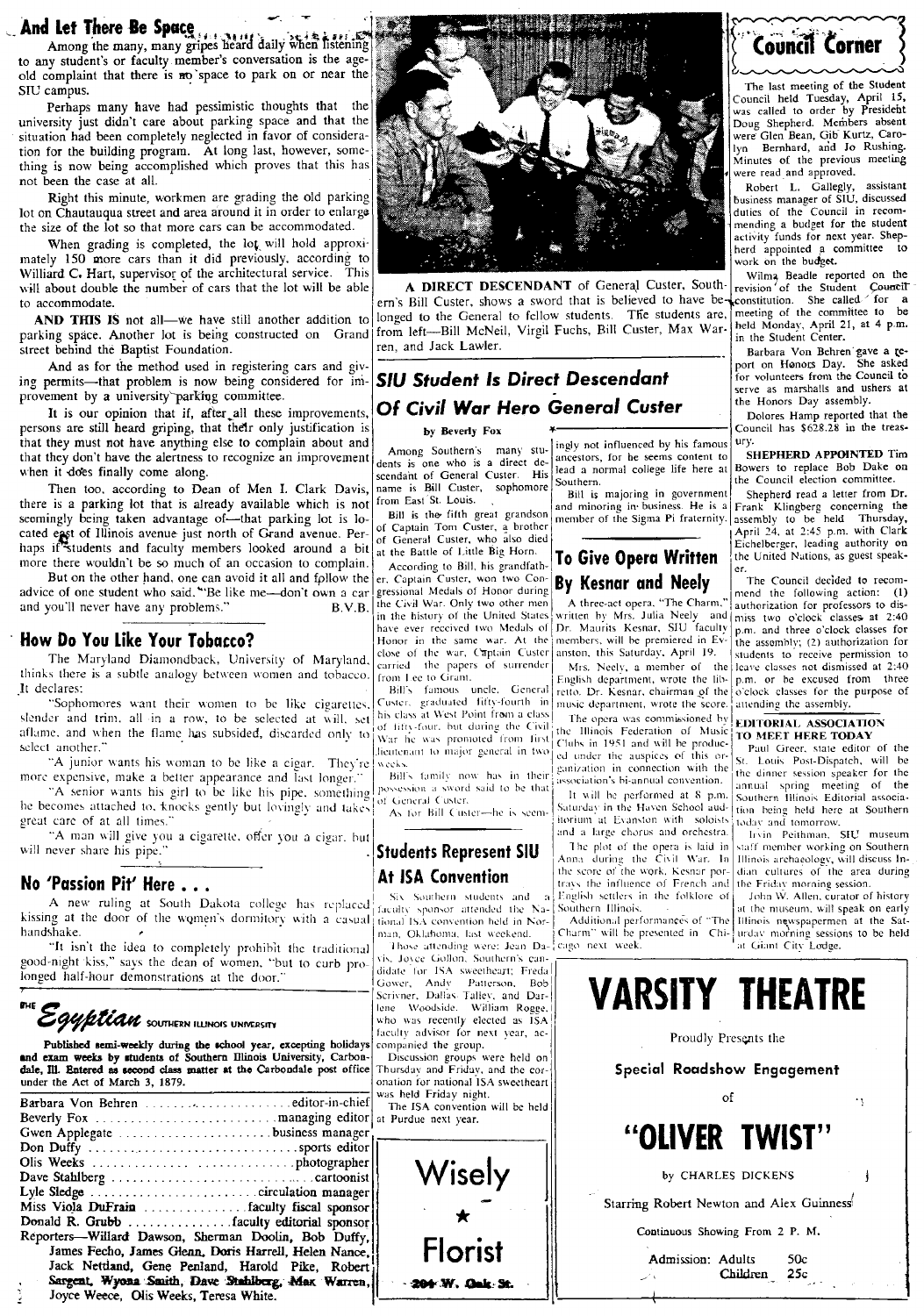## And Let There Be Space

Among the many, many gripes heard daily when listening to any student's or faculty member's conversation is the age-old complaint that there is no space to park on or near the SIU campus.

Perhaps many have had pessimistic thoughts that the university just didn't care about parking space and that the situation had been completely neglected in favor of consideration for the building program. At long last, however, something is now being accomplished which proves that this has not been the case at all.

Right this minute, workmen are grading the old parking lot on Chautauqua street and area around it in order to enlarge the size of the lot so that more cars can be accommodated.

When grading is completed, the lot will hold approximately 150 more cars than it did previously, according to Williard C. Hart, supervisor of the architectural service. This will about double the number of cars that the lot will be able to accommodate.

**AND THIS IS** not all—we have still another addition to parking space. Another lot is being constructed on Grand street behind the Baptist Foundation.

And as for the method used in registering cars and giving permits—that problem is now being considered for improvement by a university parking committee.

It is our opinion that if, after all these improvements, persons are still heard griping, that their only justification is that they must not have anything else to complain about and that they don't have the alertness to recognize an improvement when it does finally come along.

Then too, according to Dean of Men I. Clark Davis, there is a parking lot that is already available which is not seemingly being taken advantage of—that parking lot is located east of Illinois avenue just north of Grand avenue. Perhaps if students and faculty members looked around a bit more there wouldn't be so much of an occasion to complain.

But on the other hand, one can avoid it all and follow the advice of one student who said, "Be like me—don't own a car and you'll never have any problems." B.V.B.

## How Do You Like Your Tobacco?

The Maryland Diamondback, University of Maryland, thinks there is a subtle analogy between women and tobacco. It declares:

"Sophomores want their women to be like cigarettes, slender and trim, all in a row, to be selected at will, set aflame, and when the flame has subsided, discarded only to select another."

"A junior wants his woman to be like a cigar. They're more expensive, make a better appearance and last longer."

"A senior wants his girl to be like his pipe, something he becomes attached to, knocks gently but lovingly and takes great care of at all times."

"A man will give you a cigarette, offer you a cigar, but will never share his pipe."

## No 'Passion Pit' Here . . .

A new ruling at South Dakota college has replaced kissing at the door of the women's dormitory with a casual handshake.

"It isn't the idea to completely prohibit the traditional good-night kiss," says the dean of women, "but to curb prolonged half-hour demonstrations at the door."

---

**THE *Egyptian*** SOUTHERN ILLINOIS UNIVERSITY

**Published semi-weekly during the school year, excepting holidays and exam weeks by students of Southern Illinois University, Carbondale, Ill. Entered as second class matter at the Carbondale post office under the Act of March 3, 1879.**

Barbara Von Behren ..... editor-in-chief
Beverly Fox ..... managing editor
Gwen Applegate ..... business manager
Don Duffy ..... sports editor
Olis Weeks ..... photographer
Dave Stahlberg ..... cartoonist
Lyle Sledge ..... circulation manager
Miss Viola DuFrain ..... faculty fiscal sponsor
Donald R. Grubb ..... faculty editorial sponsor
Reporters—Willard Dawson, Sherman Doolin, Bob Duffy, James Fecho, James Glenn, Doris Harrell, Helen Nance, Jack Nettland, Gene Penland, Harold Pike, Robert Sargent, Wyona Smith, Dave Stahlberg, Max Warren, Joyce Weece, Olis Weeks, Teresa White.

---

**A DIRECT DESCENDANT** of General Custer, Southern's Bill Custer, shows a sword that is believed to have belonged to the General to fellow students. The students are, from left—Bill McNeil, Virgil Fuchs, Bill Custer, Max Warren, and Jack Lawler.

## SIU Student Is Direct Descendant Of Civil War Hero General Custer

by Beverly Fox

Among Southern's many students is one who is a direct descendant of General Custer. His name is Bill Custer, sophomore from East St. Louis.

Bill is the fifth great grandson of Captain Tom Custer, a brother of General Custer, who also died at the Battle of Little Big Horn.

According to Bill, his grandfather, Captain Custer, won two Congressional Medals of Honor during the Civil War. Only two other men in the history of the United States have ever received two Medals of Honor in the same war. At the close of the war, Captain Custer carried the papers of surrender from Lee to Grant.

Bill's famous uncle, General Custer, graduated fifty-fourth in his class at West Point from a class of fifty-four, but during the Civil War he was promoted from first lieutenant to major general in two weeks.

Bill's family now has in their possession a sword said to be that of General Custer.

As for Bill Custer—he is seemingly not influenced by his famous ancestors, for he seems content to lead a normal college life here at Southern.

Bill is majoring in government and minoring in business. He is a member of the Sigma Pi fraternity.

## To Give Opera Written By Kesnar and Neely

A three-act opera, "The Charm," written by Mrs. Julia Neely and Dr. Maurits Kesnar, SIU faculty members, will be premiered in Evanston, this Saturday, April 19.

Mrs. Neely, a member of the English department, wrote the libretto. Dr. Kesnar, chairman of the music department, wrote the score.

The opera was commissioned by the Illinois Federation of Music Clubs in 1951 and will be produced under the auspices of this organization in connection with the association's bi-annual convention.

It will be performed at 8 p.m. Saturday in the Haven School auditorium at Evanston with soloists and a large chorus and orchestra.

The plot of the opera is laid in Anna during the Civil War. In the score of the work, Kesnar portrays the influence of French and English settlers in the folklore of Southern Illinois.

Additional performances of "The Charm" will be presented in Chicago next week.

## Students Represent SIU At ISA Convention

Six Southern students and a faculty sponsor attended the National ISA convention held in Norman, Oklahoma, last weekend.

Those attending were: Jean Davis, Joyce Gollon, Southern's candidate for ISA sweetheart; Freda Gower, Andy Patterson, Bob Scrivner, Dallas Talley, and Darlene Woodside. William Rogge, who was recently elected as ISA faculty advisor for next year, accompanied the group.

Discussion groups were held on Thursday and Friday, and the coronation for national ISA sweetheart was held Friday night.

The ISA convention will be held at Purdue next year.

---

**Wisely**
★
**Florist**
204 W. Oak St.

---

## Council Corner

The last meeting of the Student Council held Tuesday, April 15, was called to order by President Doug Shepherd. Members absent were Glen Bean, Gib Kurtz, Carolyn Bernhard, and Jo Rushing. Minutes of the previous meeting were read and approved.

Robert L. Gallegly, assistant business manager of SIU, discussed duties of the Council in recommending a budget for the student activity funds for next year. Shepherd appointed a committee to work on the budget.

Wilma Beadle reported on the revision of the Student Council constitution. She called for a meeting of the committee to be held Monday, April 21, at 4 p.m. in the Student Center.

Barbara Von Behren gave a report on Honors Day. She asked for volunteers from the Council to serve as marshalls and ushers at the Honors Day assembly.

Dolores Hamp reported that the Council has $628.28 in the treasury.

**SHEPHERD APPOINTED** Tim Bowers to replace Bob Dake on the Council election committee.

Shepherd read a letter from Dr. Frank Klingberg concerning the assembly to be held Thursday, April 24, at 2:45 p.m. with Clark Eichelberger, leading authority on the United Nations, as guest speaker.

The Council decided to recommend the following action: (1) authorization for professors to dismiss two o'clock classes at 2:40 p.m. and three o'clock classes for the assembly; (2) authorization for students to receive permission to leave classes not dismissed at 2:40 p.m. or be excused from three o'clock classes for the purpose of attending the assembly.

### EDITORIAL ASSOCIATION TO MEET HERE TODAY

Paul Greer, state editor of the St. Louis Post-Dispatch, will be the dinner session speaker for the annual spring meeting of the Southern Illinois Editorial association being held here at Southern today and tomorrow.

Irvin Peithman, SIU museum staff member working on Southern Illinois archaeology, will discuss Indian cultures of the area during the Friday morning session.

John W. Allen, curator of history at the museum, will speak on early Illinois newspapermen at the Saturday morning sessions to be held at Giant City Lodge.

---

# VARSITY THEATRE

Proudly Presents the

**Special Roadshow Engagement**

of

# "OLIVER TWIST"

by CHARLES DICKENS

Starring Robert Newton and Alex Guinness

Continuous Showing From 2 P. M.

Admission: Adults 50c
Children 25c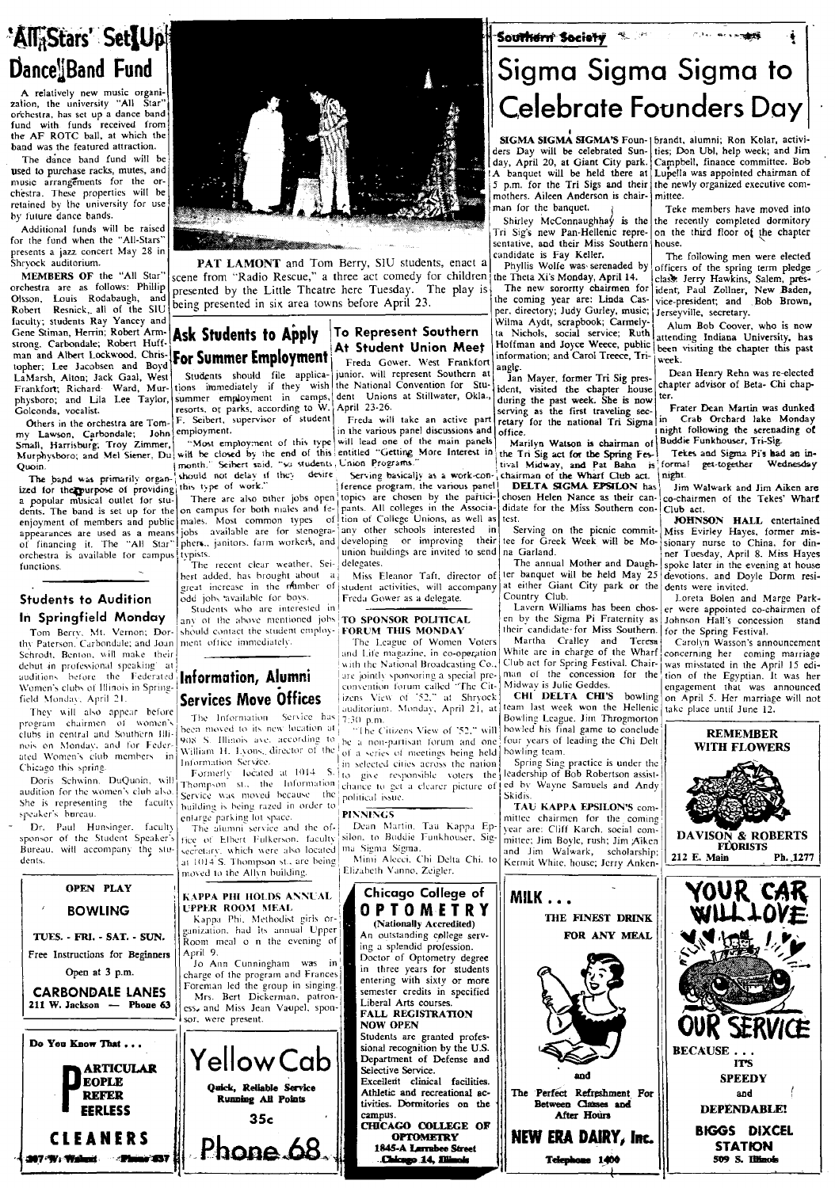# 'All Stars' Set Up Dance Band Fund

A relatively new music organization, the university "All Star" orchestra, has set up a dance band fund with funds received from the AF ROTC ball, at which the band was the featured attraction.

The dance band fund will be used to purchase racks, mutes, and music arrangements for the orchestra. These properties will be retained by the university for use by future dance bands.

Additional funds will be raised for the fund when the "All-Stars" presents a jazz concert May 28 in Shryock auditorium.

**MEMBERS OF** the "All Star" orchestra are as follows: Phillip Olsson, Louis Rodabaugh, and Robert Resnick, all of the SIU faculty; students Ray Yancey and Gene Stiman, Herrin; Robert Armstrong, Carbondale; Robert Huffman and Albert Lockwood, Christopher; Lee Jacobsen and Boyd LaMarsh, Alton; Jack Gaal, West Frankfort; Richard Ward, Murphysboro; and Lila Lee Taylor, Golconda, vocalist.

Others in the orchestra are Tommy Lawson, Carbondale; John Small, Harrisburg; Troy Zimmer, Murphysboro; and Mel Siener, Du Quoin.

The band was primarily organized for the purpose of providing a popular musical outlet for students. The band is set up for the enjoyment of members and public appearances are used as a means of financing it. The "All Star" orchestra is available for campus functions.

## Students to Audition In Springfield Monday

Tom Berry, Mt. Vernon; Dorthy Paterson, Carbondale; and Joan Schrodt, Benton, will make their debut in professional speaking at auditions before the Federated Women's clubs of Illinois in Springfield Monday, April 21.

They will also appear before program chairmen of women's clubs in central and Southern Illinois on Monday, and for Federated Women's club members in Chicago this spring.

Doris Schwinn, DuQuoin, will audition for the women's club also. She is representing the faculty speaker's bureau.

Dr. Paul Hunsinger, faculty sponsor of the Student Speaker's Bureau, will accompany the students.

**PAT LAMONT** and Tom Berry, SIU students, enact a scene from "Radio Rescue," a three act comedy for children presented by the Little Theatre here Tuesday. The play is being presented in six area towns before April 23.

## Ask Students to Apply For Summer Employment

Students should file applications immediately if they wish summer employment in camps, resorts, or parks, according to W. F. Seibert, supervisor of student employment.

"Most employment of this type will be closed by the end of this month," Seibert said, "so students should not delay if they desire this type of work."

There are also other jobs open on campus for both males and females. Most common types of jobs available are for stenographers, janitors, farm workers, and typists.

The recent clear weather, Seibert added, has brought about a great increase in the number of odd jobs available for boys.

Students who are interested in any of the above mentioned jobs should contact the student employment office immediately.

## Information, Alumni Services Move Offices

The Information Service has been moved to its new location at 908 S. Illinois ave. according to William H. Lyons, director of the Information Service.

Formerly located at 1014 S. Thompson st., the Information Service was moved because the building is being razed in order to enlarge parking lot space.

The alumni service and the office of Elbert Fulkerson, faculty secretary, which were also located at 1014 S. Thompson st. are being moved to the Allyn building.

## To Represent Southern At Student Union Meet

Freda Gower, West Frankfort junior, will represent Southern at the National Convention for Student Unions at Stillwater, Okla., April 23-26.

Freda will take an active part in the various panel discussions and will lead one of the main panels entitled "Getting More Interest in Union Programs."

Serving basically as a work-conference program, the various panel topics are chosen by the participants. All colleges in the Association of College Unions, as well as any other schools interested in developing or improving their union buildings are invited to send delegates.

Miss Eleanor Taft, director of student activities, will accompany Freda Gower as a delegate.

### TO SPONSOR POLITICAL FORUM THIS MONDAY

The League of Women Voters and Life magazine, in co-operation with the National Broadcasting Co., are jointly sponsoring a special pre-convention forum called "The Citizens View of '52," at Shryock auditorium, Monday, April 21, at 7:30 p.m.

"The Citizens View of '52," will be a non-partisan forum and one of a series of meetings being held in selected cities across the nation to give responsible voters the chance to get a clearer picture of political issue.

### PINNINGS

Dean Martin, Tau Kappa Epsilon, to Buddie Funkhouser, Sigma Sigma Sigma.

Mimi Alecci, Chi Delta Chi, to Elizabeth Vanno, Zeigler.

### KAPPA PHI HOLDS ANNUAL UPPER ROOM MEAL

Kappa Phi, Methodist girls organization, had its annual Upper Room meal on the evening of April 9.

Jo Ann Cunningham was in charge of the program and Frances Foreman led the group in singing. Mrs. Bert Dickerman, patroness, and Miss Jean Vaupel, sponsor, were present.

*Southern Society*

# Sigma Sigma Sigma to Celebrate Founders Day

**SIGMA SIGMA SIGMA'S** Founders Day will be celebrated Sunday, April 20, at Giant City park. A banquet will be held there at 5 p.m. for the Tri Sigs and their mothers. Aileen Anderson is chairman for the banquet.

Shirley McConnaughhay is the Tri Sig's new Pan-Hellenic representative, and their Miss Southern candidate is Fay Keller.

Phyllis Wolfe was serenaded by the Theta Xi's Monday, April 14.

The new sorority chairmen for the coming year are: Linda Casper, directory; Judy Gurley, music; Wilma Aydt, scrapbook; Carmelyta Nichols, social service; Ruth Hoffman and Joyce Weece, public information; and Carol Treece, Triangle.

Jan Mayer, former Tri Sig president, visited the chapter house during the past week. She is now serving as the first traveling secretary for the national Tri Sigma office.

Marilyn Watson is chairman of the Tri Sig act for the Spring Festival Midway, and Pat Bahn is chairman of the Wharf Club act.

**DELTA SIGMA EPSILON** has chosen Helen Nance as their candidate for the Miss Southern contest.

Serving on the picnic committee for Greek Week will be Mona Garland.

The annual Mother and Daughter banquet will be held May 25 at either Giant City park or the Country Club.

Lavern Williams has been chosen by the Sigma Pi Fraternity as their candidate for Miss Southern.

Martha Cralley and Teresa White are in charge of the Wharf Club act for Spring Festival. Chairman of the concession for the Midway is Julie Geddes.

**CHI DELTA CHI'S** bowling team last week won the Hellenic Bowling League. Jim Throgmorton bowled his final game to conclude four years of leading the Chi Delt bowling team.

Spring Sing practice is under the leadership of Bob Robertson assisted by Wayne Samuels and Andy Skidis.

**TAU KAPPA EPSILON'S** committee chairmen for the coming year are: Cliff Karch, social committee; Jim Boyle, rush; Jim Aiken and Jim Walwark, scholarship; Kermit White, house; Jerry Ankenbrandt, alumni; Ron Kolar, activities; Don Ubl, help week; and Jim Campbell, finance committee. Bob Lupella was appointed chairman of the newly organized executive committee.

Teke members have moved into the recently completed dormitory on the third floor of the chapter house.

The following men were elected officers of the spring term pledge class: Jerry Hawkins, Salem, president; Paul Zollner, New Baden, vice-president; and Bob Brown, Jerseyville, secretary.

Alum Bob Coover, who is now attending Indiana University, has been visiting the chapter this past week.

Dean Henry Rehn was re-elected chapter advisor of Beta- Chi chapter.

Frater Dean Martin was dunked in Crab Orchard lake Monday night following the serenading of Buddie Funkhouser, Tri-Sig.

Tekes and Sigma Pi's had an informal get-together Wednesday night.

Jim Walwark and Jim Aiken are co-chairmen of the Tekes' Wharf Club act.

**JOHNSON HALL** entertained Miss Evirley Hayes, former missionary nurse to China, for dinner Tuesday, April 8. Miss Hayes spoke later in the evening at house devotions, and Doyle Dorm residents were invited.

Loreta Bolen and Marge Parker were appointed co-chairmen of Johnson Hall's concession stand for the Spring Festival.

Carolyn Wasson's announcement concerning her coming marriage was misstated in the April 15 edition of the Egyptian. It was her engagement that was announced on April 5. Her marriage will not take place until June 12.

---

**REMEMBER WITH FLOWERS**

**DAVISON & ROBERTS FLORISTS**
212 E. Main — Ph. 1277

---

**OPEN PLAY BOWLING**

TUES. - FRI. - SAT. - SUN.

Free Instructions for Beginners

Open at 3 p.m.

**CARBONDALE LANES**
211 W. Jackson — Phone 63

---

**Do You Know That . . .**

**P**ARTICULAR
**P**EOPLE
**P**REFER
**P**EERLESS

**CLEANERS**
207 W. Walnut — Phone 637

---

**Yellow Cab**

Quick, Reliable Service
Running All Points

35c

**Phone 68**

---

**Chicago College of OPTOMETRY**
(Nationally Accredited)

An outstanding college serving a splendid profession. Doctor of Optometry degree in three years for students entering with sixty or more semester credits in specified Liberal Arts courses.

**FALL REGISTRATION NOW OPEN**

Students are granted professional recognition by the U.S. Department of Defense and Selective Service.

Excellent clinical facilities. Athletic and recreational activities. Dormitories on the campus.

**CHICAGO COLLEGE OF OPTOMETRY**
1845-A Larrabee Street
Chicago 14, Illinois

---

**MILK . . .**

THE FINEST DRINK FOR ANY MEAL

and

The Perfect Refreshment For Between Classes and After Hours

**NEW ERA DAIRY, Inc.**
Telephone 1400

---

**YOUR CAR WILL LOVE OUR SERVICE**

BECAUSE . . .
IT'S SPEEDY and DEPENDABLE!

**BIGGS DIXCEL STATION**
509 S. Illinois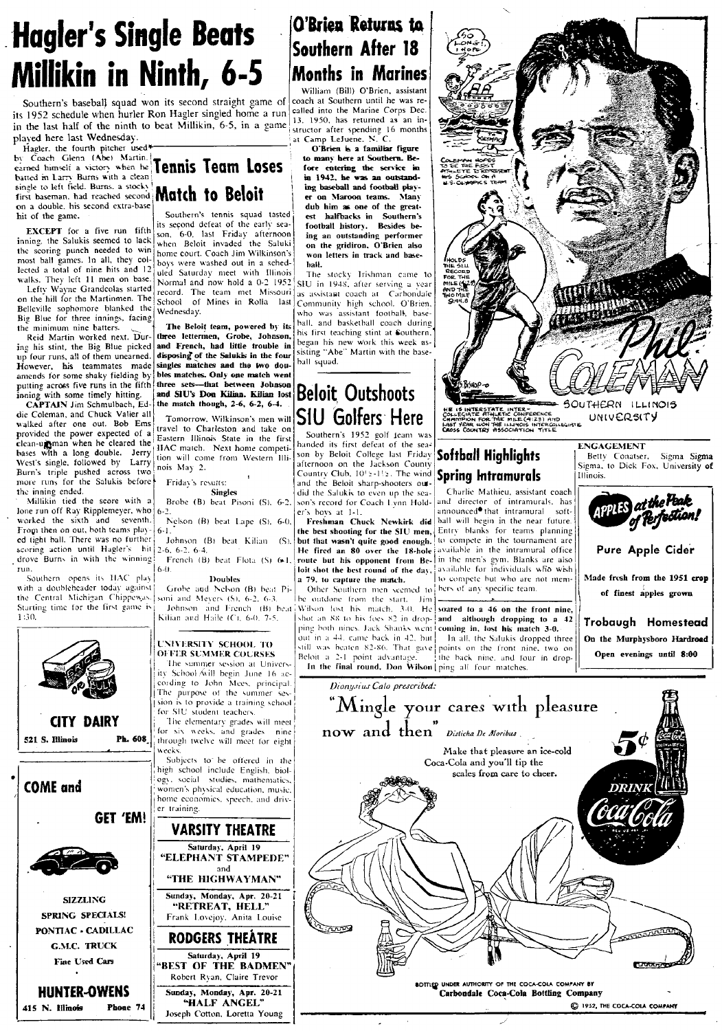# Hagler's Single Beats Millikin in Ninth, 6-5

Southern's baseball squad won its second straight game of its 1952 schedule when hurler Ron Hagler singled home a run in the last half of the ninth to beat Millikin, 6-5, in a game played here last Wednesday.

Hagler, the fourth pitcher used by Coach Glenn (Abe) Martin, earned himself a victory when he batted in Larry Burns with a clean single to left field. Burns, a stocky first baseman, had reached second on a double, his second extra-base hit of the game.

**EXCEPT** for a five run fifth inning, the Salukis seemed to lack the scoring punch needed to win most ball games. In all, they collected a total of nine hits and 12 walks. They left 11 men on base.

Lefty Wayne Grandcolas started on the hill for the Martinmen. The Belleville sophomore blanked the Big Blue for three innings, facing the minimum nine batters.

Reid Martin worked next. During his stint, the Big Blue picked up four runs, all of them unearned. However, his teammates made amends for some shaky fielding by putting across five runs in the fifth inning with some timely hitting.

**CAPTAIN** Jim Schmulbach, Eddie Coleman, and Chuck Valier all walked after one out. Bob Ems provided the power expected of a clean-up man when he cleared the bases with a long double. Jerry West's single, followed by Larry Burn's triple pushed across two more runs for the Salukis before the inning ended.

Millikin tied the score with a lone run off Ray Ripplemeyer, who worked the sixth and seventh. From then on out, both teams played tight ball. There was no further scoring action until Hagler's hit drove Burns in with the winning run.

Southern opens its IIAC play with a doubleheader today against the Central Michigan Chippewas. Starting time for the first game is 1:30.

CITY DAIRY

521 S. Illinois Ph. 608

COME and GET 'EM!

SIZZLING SPRING SPECIALS!

PONTIAC - CADILLAC

G.M.C. TRUCK

Fine Used Cars

HUNTER-OWENS

415 N. Illinois Phone 74

# Tennis Team Loses Match to Beloit

Southern's tennis squad tasted its second defeat of the early season, 6-0, last Friday afternoon when Beloit invaded the Saluki home court. Coach Jim Wilkinson's boys were washed out in a scheduled Saturday meet with Illinois Normal and now hold a 0-2 1952 record. The team met Missouri School of Mines in Rolla last Wednesday.

**The Beloit team, powered by its three lettermen, Grobe, Johnson, and French, had little trouble in disposing of the Salukis in the four singles matches and the two doubles matches. Only one match went three sets—that between Johnson and SIU's Don Kilian. Kilian lost the match though, 2-6, 6-2, 6-4.**

Tomorrow, Wilkinson's men will travel to Charleston and take on Eastern Illinois State in the first IIAC match. Next home competition will come from Western Illinois May 2.

Friday's results:

**Singles**

Brobe (B) beat Pisoni (S), 6-2, 6-2.

Nelson (B) beat Lape (S), 6-0, 6-1.

Johnson (B) beat Kilian (S), 2-6, 6-2, 6-4.

French (B) beat Flota (S) 6-1, 6-0.

**Doubles**

Grobe and Nelson (B) beat Pisoni and Meyers (S), 6-2, 6-3.

Johnson and French (B) beat Kilian and Haile (C), 6-0, 7-5.

UNIVERSITY SCHOOL TO OFFER SUMMER COURSES

The summer session at University School will begin June 16 according to John Mees, principal. The purpose of the summer session is to provide a training school for SIU student teachers.

The elementary grades will meet for six weeks, and grades nine through twelve will meet for eight weeks.

Subjects to be offered in the high school include English, biology, social studies, mathematics, women's physical education, music, home economics, speech, and driver training.

**VARSITY THEATRE**

Saturday, April 19

"ELEPHANT STAMPEDE"

and

"THE HIGHWAYMAN"

Sunday, Monday, Apr. 20-21

"RETREAT, HELL"

Frank Lovejoy, Anita Louise

**RODGERS THEATRE**

Saturday, April 19

"BEST OF THE BADMEN"

Robert Ryan, Claire Trevor

Sunday, Monday, Apr. 20-21

"HALF ANGEL"

Joseph Cotton, Loretta Young

# O'Brien Returns to Southern After 18 Months in Marines

William (Bill) O'Brien, assistant coach at Southern until he was recalled into the Marine Corps Dec. 13, 1950, has returned as an instructor after spending 16 months at Camp LeJuene, N. C.

**O'Brien is a familiar figure to many here at Southern. Before entering the service in 1942, he was an outstanding baseball and football player on Maroon teams. Many dub him as one of the greatest halfbacks in Southern's football history. Besides being an outstanding performer on the gridiron, O'Brien also won letters in track and baseball.**

The stocky Irishman came to SIU in 1948, after serving a year as assistant coach at Carbondale Community high school. O'Brien, who was assistant football, baseball, and basketball coach during his first teaching stint at Southern, began his new work this week assisting "Abe" Martin with the baseball squad.

# Beloit Outshoots SIU Golfers Here

Southern's 1952 golf team was handed its first defeat of the season by Beloit College last Friday afternoon on the Jackson County Country Club, 10½-1½. The wind and the Beloit sharp-shooters outdid the Salukis to even up the season's record for Coach Lynn Holder's boys at 1-1.

**Freshman Chuck Newkirk did the best shooting for the SIU men, but that wasn't quite good enough. He fired an 80 over the 18-hole route but his opponent from Beloit shot the best round of the day, a 79, to capture the match.**

Other Southern men seemed to be outdone from the start. Jim Wilson lost his match, 3-0. He shot an 88 to his foes 82 in dropping both nines. Jack Shanks went out in a 44, came back in 42, but still was beaten 82-86. That gave Beloit a 2-1 point advantage.

**In the final round, Don Wilson soared to a 46 on the front nine, and although dropping to a 42 coming in, lost his match 3-0.**

In all, the Salukis dropped three points on the front nine, two on the back nine, and four in dropping all four matches.

SO LONG! I HOPE

COLEMAN HOPES TO BE THE FIRST ATHLETE TO REPRESENT HIS SCHOOL ON A U.S. OLYMPICS TEAM

HOLDS THE S.I.U. RECORD FOR THE MILE (4:23) AND THE TWO MILE (9:44.8)

HE IS INTERSTATE INTER-COLLEGIATE ATHLETIC CONFERENCE CHAMPION FOR THE MILE (4:23) AND LAST YEAR WON THE ILLINOIS INTERCOLLEGIATE CROSS COUNTRY ASSOCIATION TITLE

Phil COLEMAN

SOUTHERN ILLINOIS UNIVERSITY

# Softball Highlights Spring Intramurals

Charlie Mathieu, assistant coach and director of intramurals, has announced that intramural softball will begin in the near future. Entry blanks for teams planning to compete in the tournament are available in the intramural office in the men's gym. Blanks are also available for individuals who wish to compete but who are not members of any specific team.

**ENGAGEMENT**

Betty Conatser, Sigma Sigma Sigma, to Dick Fox, University of Illinois.

APPLES at the Peak of Perfection!

Pure Apple Cider

Made fresh from the 1951 crop of finest apples grown

Trobaugh Homestead

On the Murphysboro Hardroad

Open evenings until 8:00

*Dionysius Cato prescribed:*

"Mingle your cares with pleasure now and then" *Disticha De Moribus*

Make that pleasure an ice-cold Coca-Cola and you'll tip the scales from care to cheer.

5¢ DRINK Coca-Cola

BOTTLED UNDER AUTHORITY OF THE COCA-COLA COMPANY BY

Carbondale Coca-Cola Bottling Company

© 1952, THE COCA-COLA COMPANY